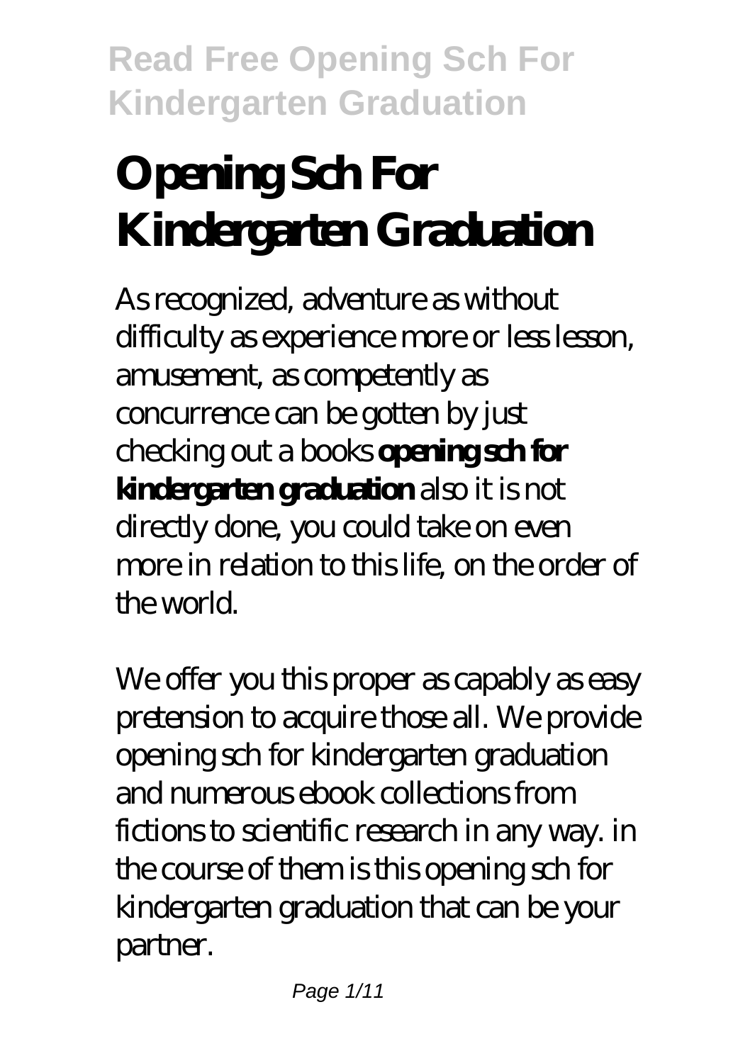# Opening Sch For Kindergarten Graduation

As recognized, adventure as without difficulty as experience more or less lesson, amusement, as competently as concurrence can be gotten by just checking out a books **opening sch for kindergarten graduation** also it is not directly done, you could take on even more in relation to this life, on the order of the world.

We offer you this proper as capably as easy pretension to acquire those all. We provide opening sch for kindergarten graduation and numerous ebook collections from fictions to scientific research in any way. in the course of them is this opening sch for kindergarten graduation that can be your partner.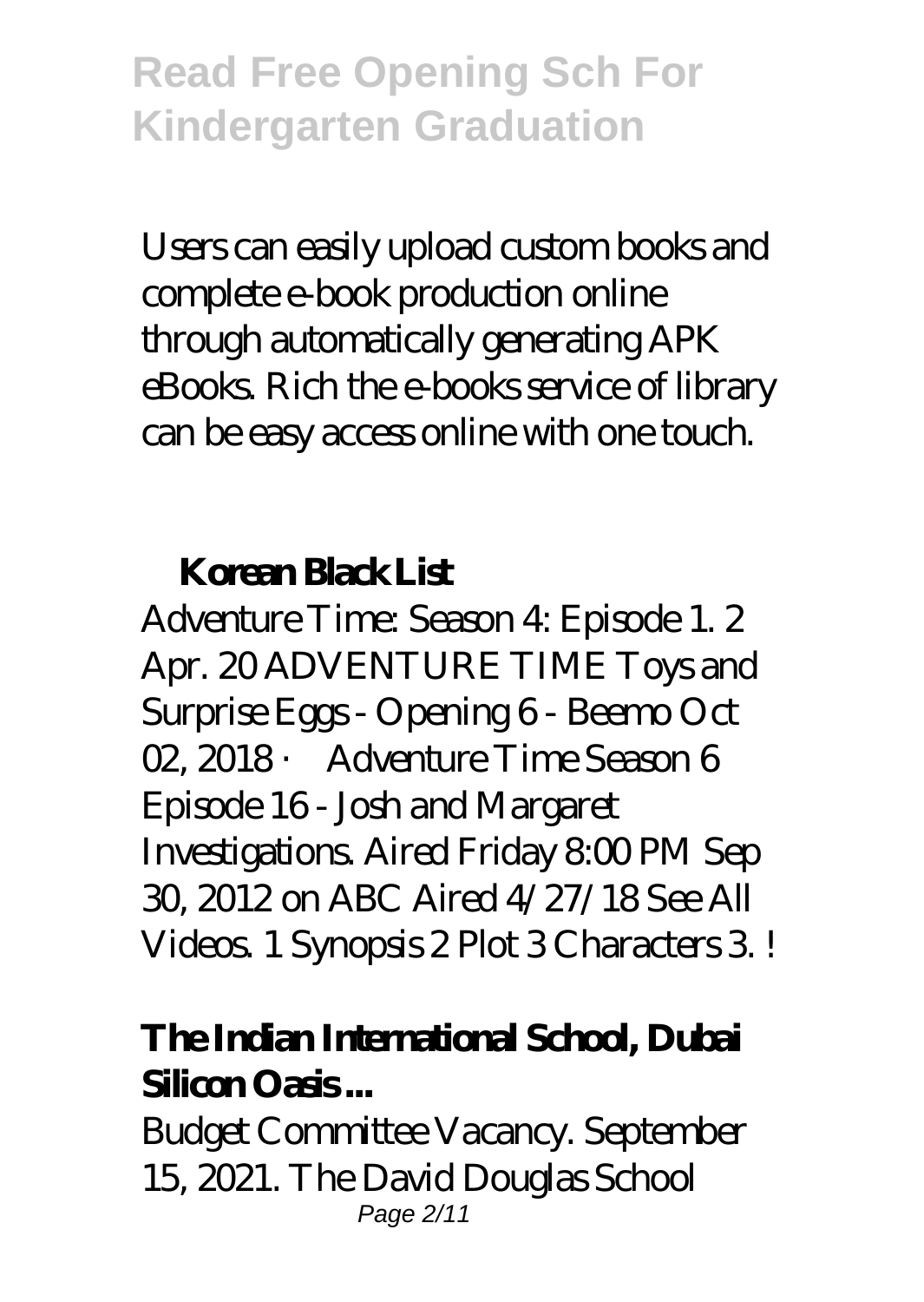Users can easily upload custom books and complete e-book production online through automatically generating APK eBooks. Rich the e-books service of library can be easy access online with one touch.

## Korean Black List

Adventure Time: Season 4: Episode 1. 2 Apr. 20 ADVENTURE TIME Toys and Surprise Eggs - Opening 6 - Beemo Oct 02, 2018 · Adventure Time Season 6 Episode 16 - Josh and Margaret Investigations. Aired Friday 8:00 PM Sep 30, 2012 on ABC Aired 4/27/18 See All Videos. 1 Synopsis 2 Plot 3 Characters 3. !

## The Indian International School, Dubai Silicon Oasis ...

Budget Committee Vacancy. September 15, 2021. The David Douglas School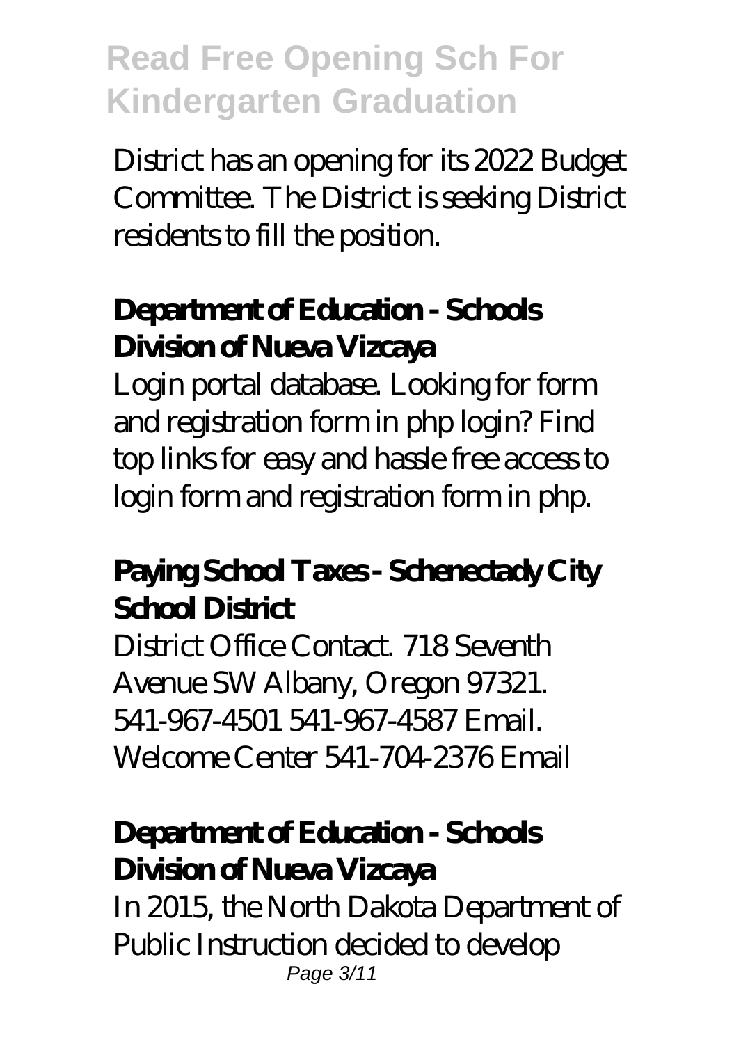District has an opening for its 2022 Budget Committee. The District is seeking District residents to fill the position.

## Department of Education - Schools Division of Nueva Vizcaya

Login portal database. Looking for form and registration form in php login? Find top links for easy and hassle free access to login form and registration form in php.

## Paying School Taxes - Schenectady City School District

District Office Contact. 718 Seventh Avenue SW Albany, Oregon 97321. 541-967-4501 541-967-4587 Email. Welcome Center 541-704-2376 Email

## Department of Education - Schools Division of Nueva Vizcaya

In 2015, the North Dakota Department of Public Instruction decided to develop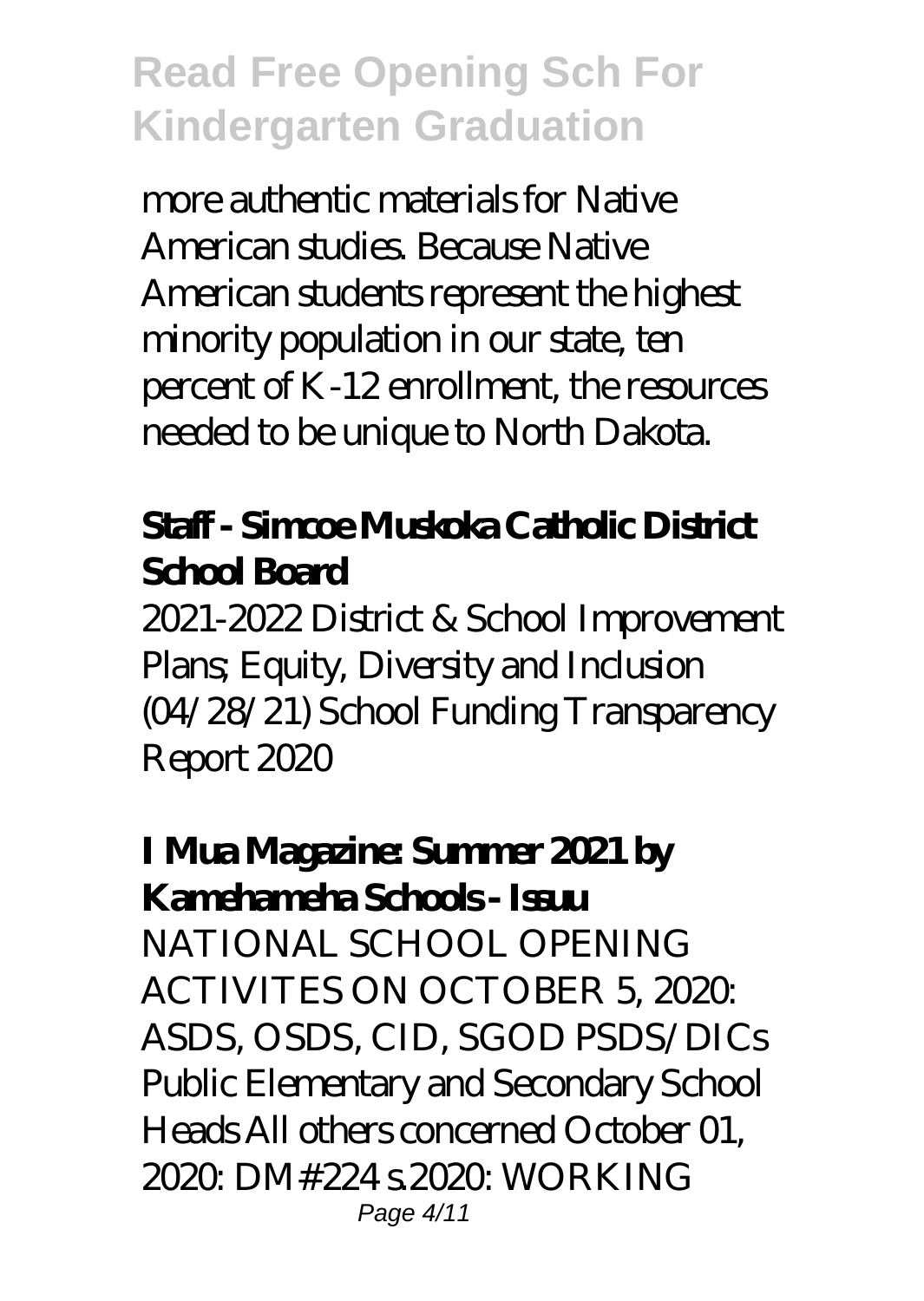more authentic materials for Native American studies. Because Native American students represent the highest minority population in our state, ten percent of K-12 enrollment, the resources needed to be unique to North Dakota.

### Staff - Simcoe Muskoka Catholic District School Board

2021-2022 District & School Improvement Plans; Equity, Diversity and Inclusion (04/28/21) School Funding Transparency Report 2020

### I Mua Magazine: Summer 2021 by Kamehameha Schools - Issuu

NATIONAL SCHOOL OPENING ACTIVITES ON OCTOBER 5, 2020: ASDS, OSDS, CID, SGOD PSDS/DICs Public Elementary and Secondary School Heads All others concerned October 01, 2020: DM#224 s.2020: WORKING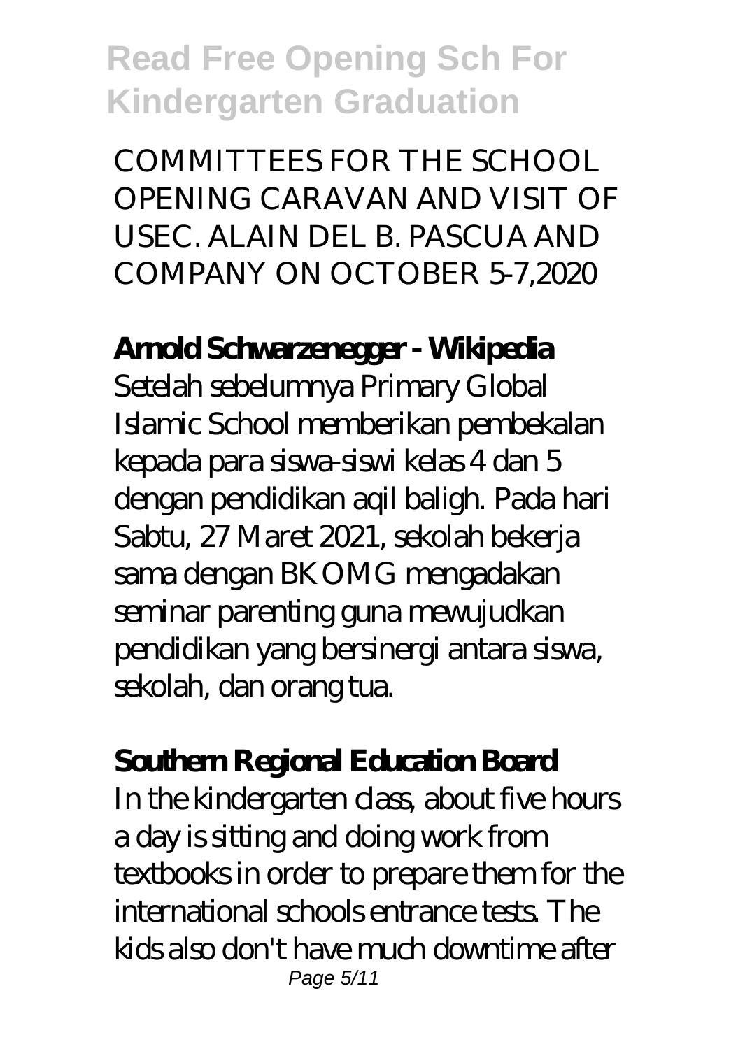COMMITTEES FOR THE SCHOOL OPENING CARAVAN AND VISIT OF USEC. ALAIN DEL B. PASCUA AND COMPANY ON OCTOBER 5-7,2020

**Arnold Schwarzenegger - Wikipedia**

Setelah sebelumnya Primary Global Islamic School memberikan pembekalan kepada para siswa-siswi kelas 4 dan 5 dengan pendidikan aqil baligh. Pada hari Sabtu, 27 Maret 2021, sekolah bekerja sama dengan BKOMG mengadakan seminar parenting guna mewujudkan pendidikan yang bersinergi antara siswa, sekolah, dan orang tua.

**Southern Regional Education Board**

In the kindergarten class, about five hours a day is sitting and doing work from textbooks in order to prepare them for the international schools entrance tests. The kids also don't have much downtime after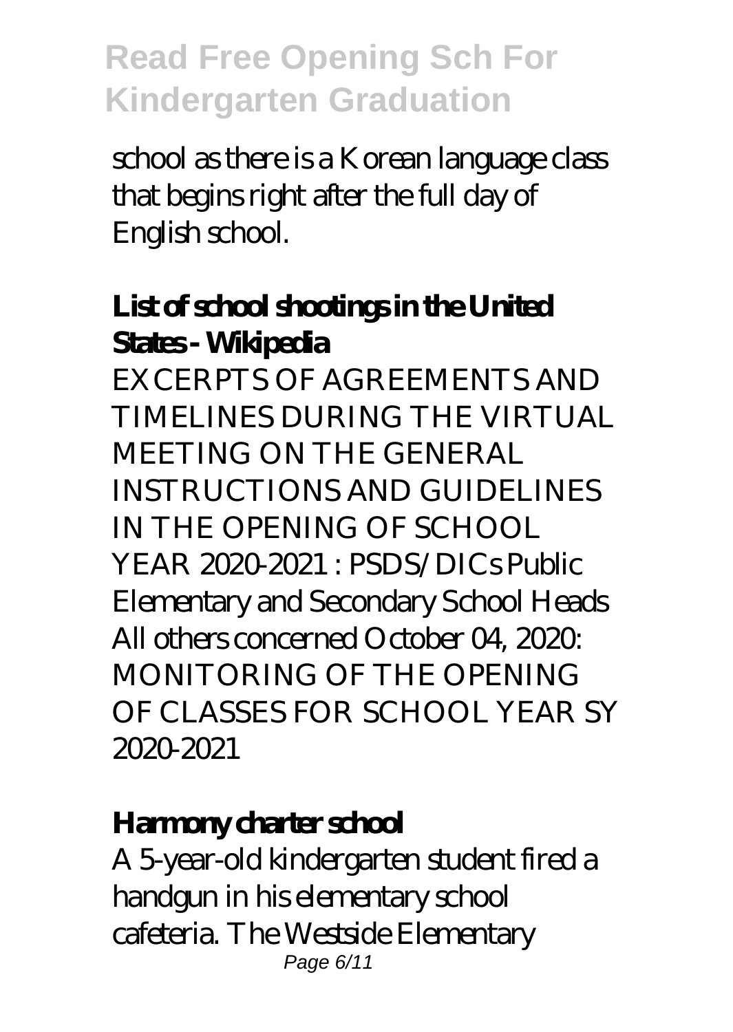school as there is a Korean language class that begins right after the full day of English school.

**List of school shootings in the United States - Wikipedia**

EXCERPTS OF AGREEMENTS AND TIMELINES DURING THE VIRTUAL MEETING ON THE GENERAL INSTRUCTIONS AND GUIDELINES IN THE OPENING OF SCHOOL YEAR 2020-2021 : PSDS/DICs Public Elementary and Secondary School Heads All others concerned October 04, 2020: MONITORING OF THE OPENING OF CLASSES FOR SCHOOL YEAR SY 2020-2021

**Harmony charter school**

A 5-year-old kindergarten student fired a handgun in his elementary school cafeteria. The Westside Elementary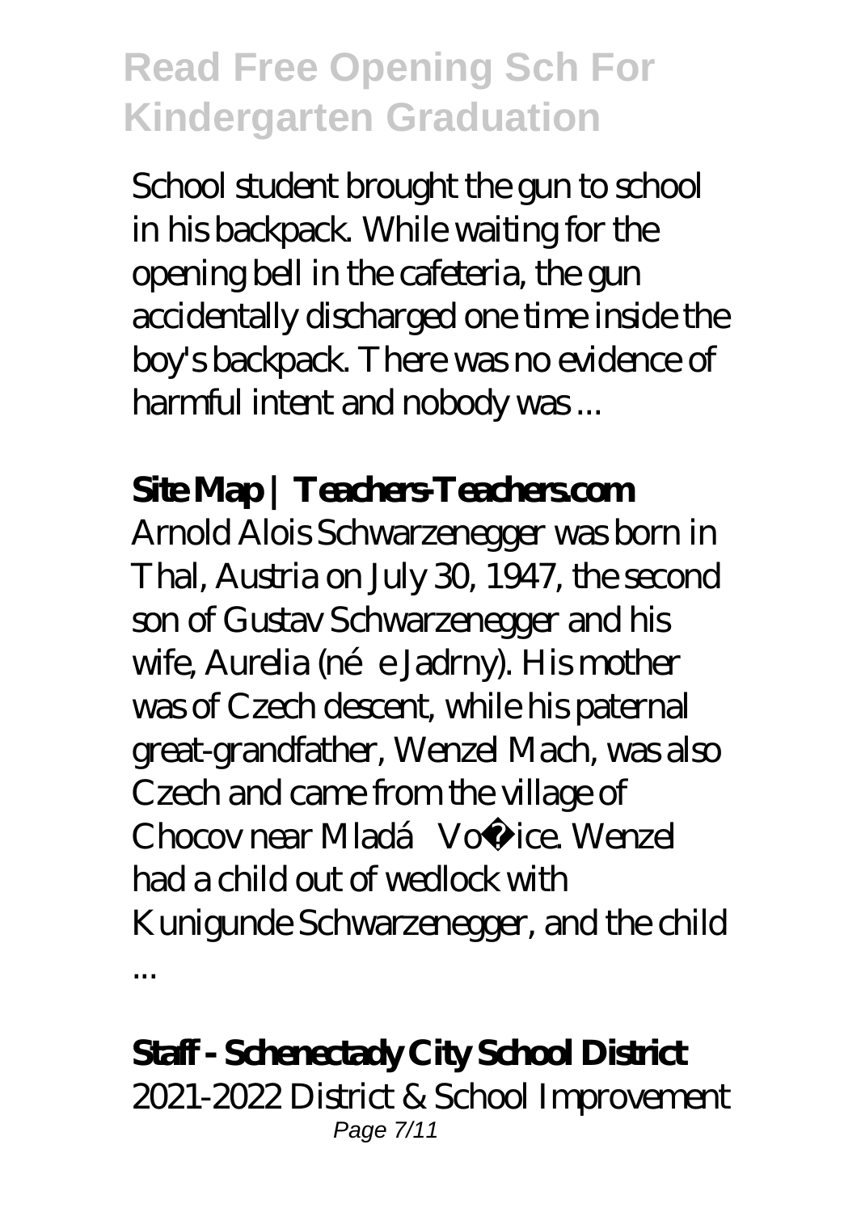School student brought the gun to school in his backpack. While waiting for the opening bell in the cafeteria, the gun accidentally discharged one time inside the boy's backpack. There was no evidence of harmful intent and nobody was ...

**Site Map | Teachers-Teachers.com**

Arnold Alois Schwarzenegger was born in Thal, Austria on July 30, 1947, the second son of Gustav Schwarzenegger and his wife, Aurelia (née Jadrny). His mother was of Czech descent, while his paternal great-grandfather, Wenzel Mach, was also Czech and came from the village of Chocov near Mladá Vožice. Wenzel had a child out of wedlock with Kunigunde Schwarzenegger, and the child ...

**Staff - Schenectady City School District**

2021-2022 District & School Improvement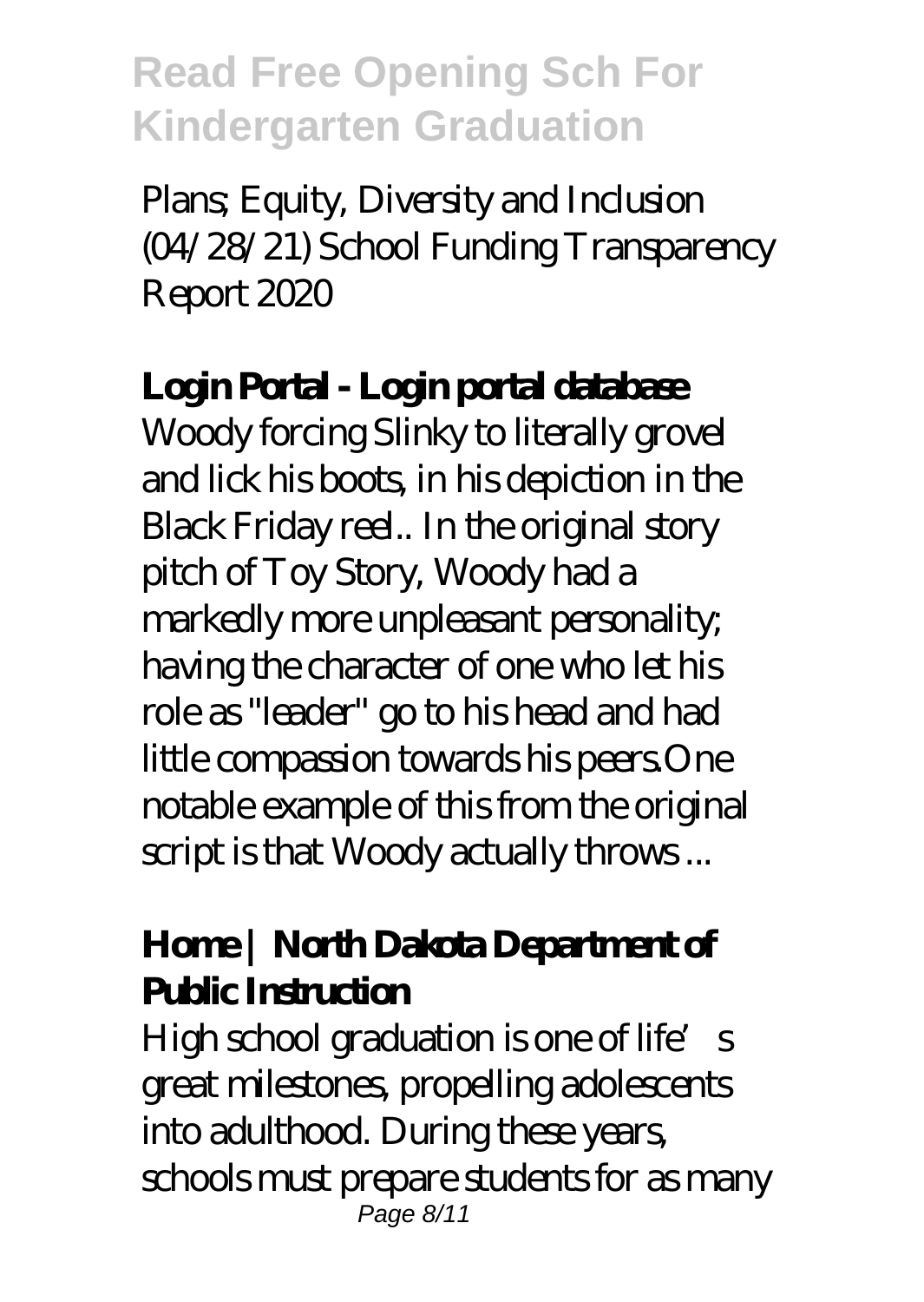Plans; Equity, Diversity and Inclusion (04/28/21) School Funding Transparency Report 2020

## Login Portal - Login portal database

Woody forcing Slinky to literally grovel and lick his boots, in his depiction in the Black Friday reel.. In the original story pitch of Toy Story, Woody had a markedly more unpleasant personality; having the character of one who let his role as "leader" go to his head and had little compassion towards his peers.One notable example of this from the original script is that Woody actually throws ...

## Home | North Dakota Department of Public Instruction

High school graduation is one of life's great milestones, propelling adolescents into adulthood. During these years, schools must prepare students for as many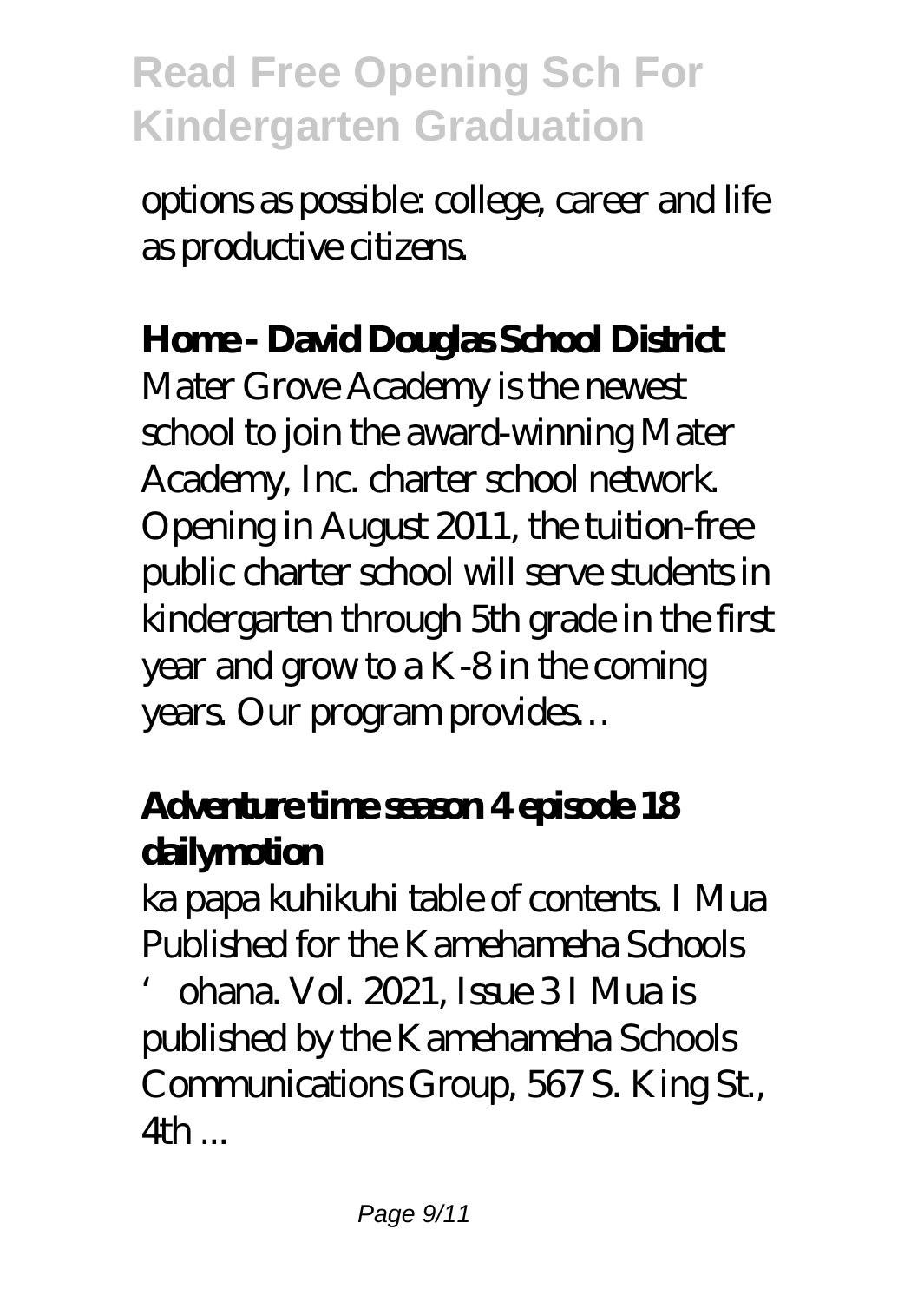options as possible: college, career and life as productive citizens.

**Home - David Douglas School District**

Mater Grove Academy is the newest school to join the award-winning Mater Academy, Inc. charter school network. Opening in August 2011, the tuition-free public charter school will serve students in kindergarten through 5th grade in the first year and grow to a K-8 in the coming years. Our program provides…

**Adventure time season 4 episode 18 dailymotion**

ka papa kuhikuhi table of contents. I Mua Published for the Kamehameha Schools 'ohana. Vol. 2021, Issue 3 I Mua is published by the Kamehameha Schools Communications Group, 567 S. King St., 4th ...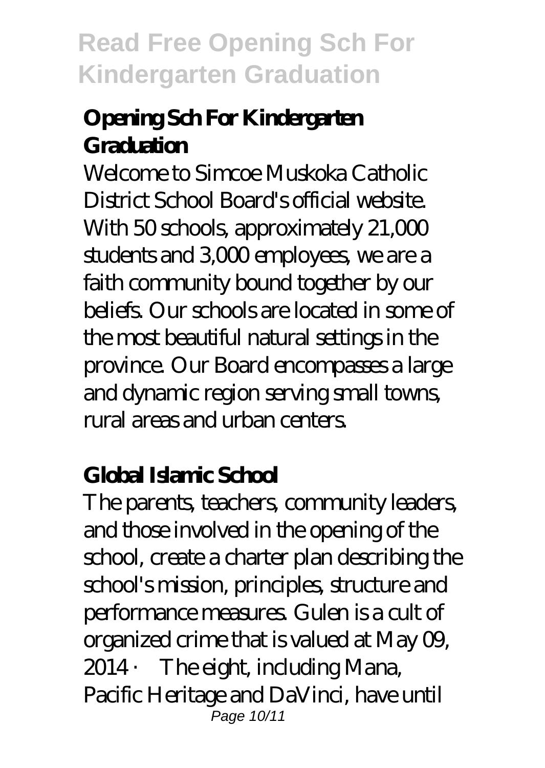## Opening Sch For Kindergarten Graduation

Welcome to Simcoe Muskoka Catholic District School Board's official website. With 50 schools, approximately 21,000 students and 3,000 employees, we are a faith community bound together by our beliefs. Our schools are located in some of the most beautiful natural settings in the province. Our Board encompasses a large and dynamic region serving small towns, rural areas and urban centers.

## Global Islamic School

The parents, teachers, community leaders, and those involved in the opening of the school, create a charter plan describing the school's mission, principles, structure and performance measures. Gulen is a cult of organized crime that is valued at May 09, 2014 · The eight, including Mana, Pacific Heritage and DaVinci, have until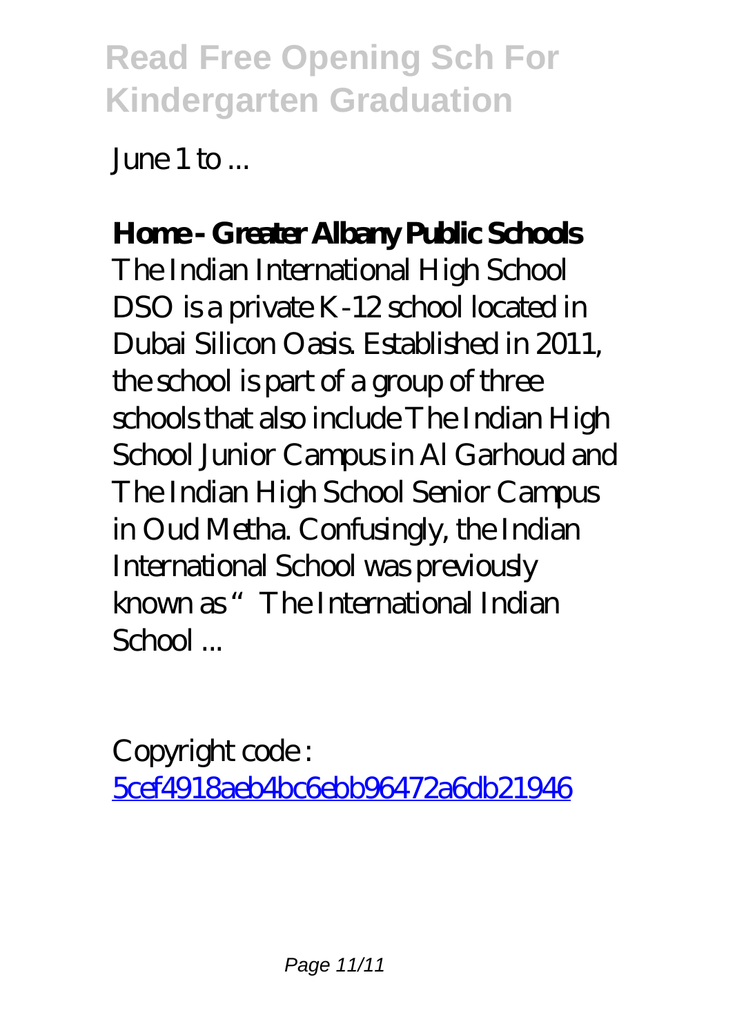June 1 to ...

**Home - Greater Albany Public Schools**

The Indian International High School DSO is a private K-12 school located in Dubai Silicon Oasis. Established in 2011, the school is part of a group of three schools that also include The Indian High School Junior Campus in Al Garhoud and The Indian High School Senior Campus in Oud Metha. Confusingly, the Indian International School was previously known as "The International Indian School ...

Copyright code : 5cef4918aeb4bc6ebb96472a6db21946